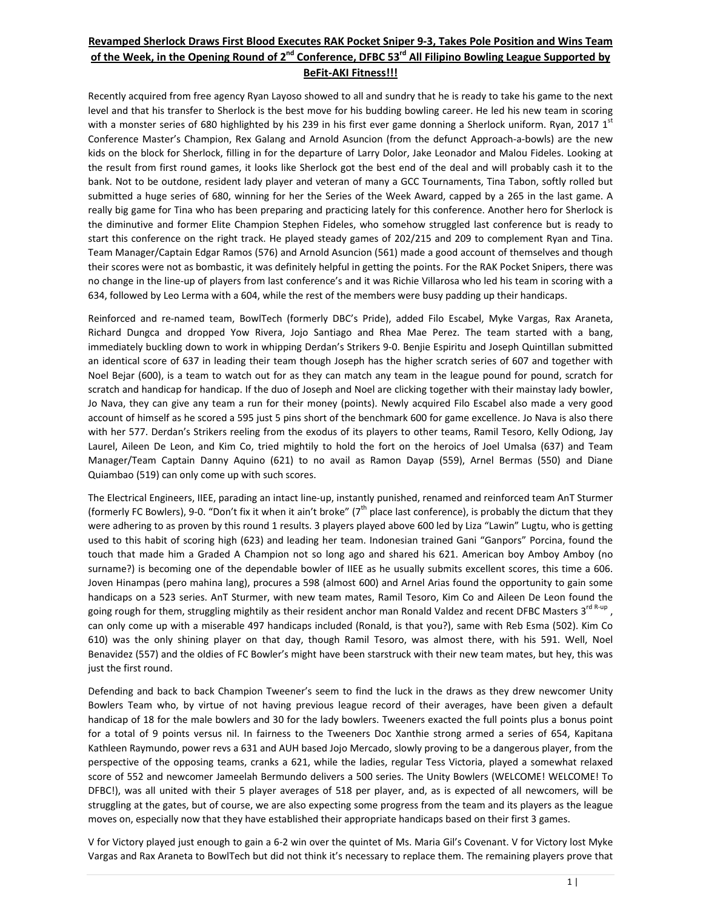# Revamped Sherlock Draws First Blood Executes RAK Pocket Sniper 9-3, Takes Pole Position and Wins Team of the Week, in the Opening Round of 2nd Conference, DFBC 53rd All Filipino Bowling League Supported by BeFit-AKI Fitness!!!

Recently acquired from free agency Ryan Layoso showed to all and sundry that he is ready to take his game to the next level and that his transfer to Sherlock is the best move for his budding bowling career. He led his new team in scoring with a monster series of 680 highlighted by his 239 in his first ever game donning a Sherlock uniform. Ryan, 2017 1st Conference Master's Champion, Rex Galang and Arnold Asuncion (from the defunct Approach-a-bowls) are the new kids on the block for Sherlock, filling in for the departure of Larry Dolor, Jake Leonador and Malou Fideles. Looking at the result from first round games, it looks like Sherlock got the best end of the deal and will probably cash it to the bank. Not to be outdone, resident lady player and veteran of many a GCC Tournaments, Tina Tabon, softly rolled but submitted a huge series of 680, winning for her the Series of the Week Award, capped by a 265 in the last game. A really big game for Tina who has been preparing and practicing lately for this conference. Another hero for Sherlock is the diminutive and former Elite Champion Stephen Fideles, who somehow struggled last conference but is ready to start this conference on the right track. He played steady games of 202/215 and 209 to complement Ryan and Tina. Team Manager/Captain Edgar Ramos (576) and Arnold Asuncion (561) made a good account of themselves and though their scores were not as bombastic, it was definitely helpful in getting the points. For the RAK Pocket Snipers, there was no change in the line-up of players from last conference's and it was Richie Villarosa who led his team in scoring with a 634, followed by Leo Lerma with a 604, while the rest of the members were busy padding up their handicaps.

Reinforced and re-named team, BowlTech (formerly DBC's Pride), added Filo Escabel, Myke Vargas, Rax Araneta, Richard Dungca and dropped Yow Rivera, Jojo Santiago and Rhea Mae Perez. The team started with a bang, immediately buckling down to work in whipping Derdan's Strikers 9-0. Benjie Espiritu and Joseph Quintillan submitted an identical score of 637 in leading their team though Joseph has the higher scratch series of 607 and together with Noel Bejar (600), is a team to watch out for as they can match any team in the league pound for pound, scratch for scratch and handicap for handicap. If the duo of Joseph and Noel are clicking together with their mainstay lady bowler, Jo Nava, they can give any team a run for their money (points). Newly acquired Filo Escabel also made a very good account of himself as he scored a 595 just 5 pins short of the benchmark 600 for game excellence. Jo Nava is also there with her 577. Derdan's Strikers reeling from the exodus of its players to other teams, Ramil Tesoro, Kelly Odiong, Jay Laurel, Aileen De Leon, and Kim Co, tried mightily to hold the fort on the heroics of Joel Umalsa (637) and Team Manager/Team Captain Danny Aquino (621) to no avail as Ramon Dayap (559), Arnel Bermas (550) and Diane Quiambao (519) can only come up with such scores.

The Electrical Engineers, IIEE, parading an intact line-up, instantly punished, renamed and reinforced team AnT Sturmer (formerly FC Bowlers), 9-0. "Don't fix it when it ain't broke" (7th place last conference), is probably the dictum that they were adhering to as proven by this round 1 results. 3 players played above 600 led by Liza "Lawin" Lugtu, who is getting used to this habit of scoring high (623) and leading her team. Indonesian trained Gani "Ganpors" Porcina, found the touch that made him a Graded A Champion not so long ago and shared his 621. American boy Amboy Amboy (no surname?) is becoming one of the dependable bowler of IIEE as he usually submits excellent scores, this time a 606. Joven Hinampas (pero mahina lang), procures a 598 (almost 600) and Arnel Arias found the opportunity to gain some handicaps on a 523 series. AnT Sturmer, with new team mates, Ramil Tesoro, Kim Co and Aileen De Leon found the going rough for them, struggling mightily as their resident anchor man Ronald Valdez and recent DFBC Masters 3rd R-up , can only come up with a miserable 497 handicaps included (Ronald, is that you?), same with Reb Esma (502). Kim Co 610) was the only shining player on that day, though Ramil Tesoro, was almost there, with his 591. Well, Noel Benavidez (557) and the oldies of FC Bowler's might have been starstruck with their new team mates, but hey, this was just the first round.

Defending and back to back Champion Tweener's seem to find the luck in the draws as they drew newcomer Unity Bowlers Team who, by virtue of not having previous league record of their averages, have been given a default handicap of 18 for the male bowlers and 30 for the lady bowlers. Tweeners exacted the full points plus a bonus point for a total of 9 points versus nil. In fairness to the Tweeners Doc Xanthie strong armed a series of 654, Kapitana Kathleen Raymundo, power revs a 631 and AUH based Jojo Mercado, slowly proving to be a dangerous player, from the perspective of the opposing teams, cranks a 621, while the ladies, regular Tess Victoria, played a somewhat relaxed score of 552 and newcomer Jameelah Bermundo delivers a 500 series. The Unity Bowlers (WELCOME! WELCOME! To DFBC!), was all united with their 5 player averages of 518 per player, and, as is expected of all newcomers, will be struggling at the gates, but of course, we are also expecting some progress from the team and its players as the league moves on, especially now that they have established their appropriate handicaps based on their first 3 games.

V for Victory played just enough to gain a 6-2 win over the quintet of Ms. Maria Gil's Covenant. V for Victory lost Myke Vargas and Rax Araneta to BowlTech but did not think it's necessary to replace them. The remaining players prove that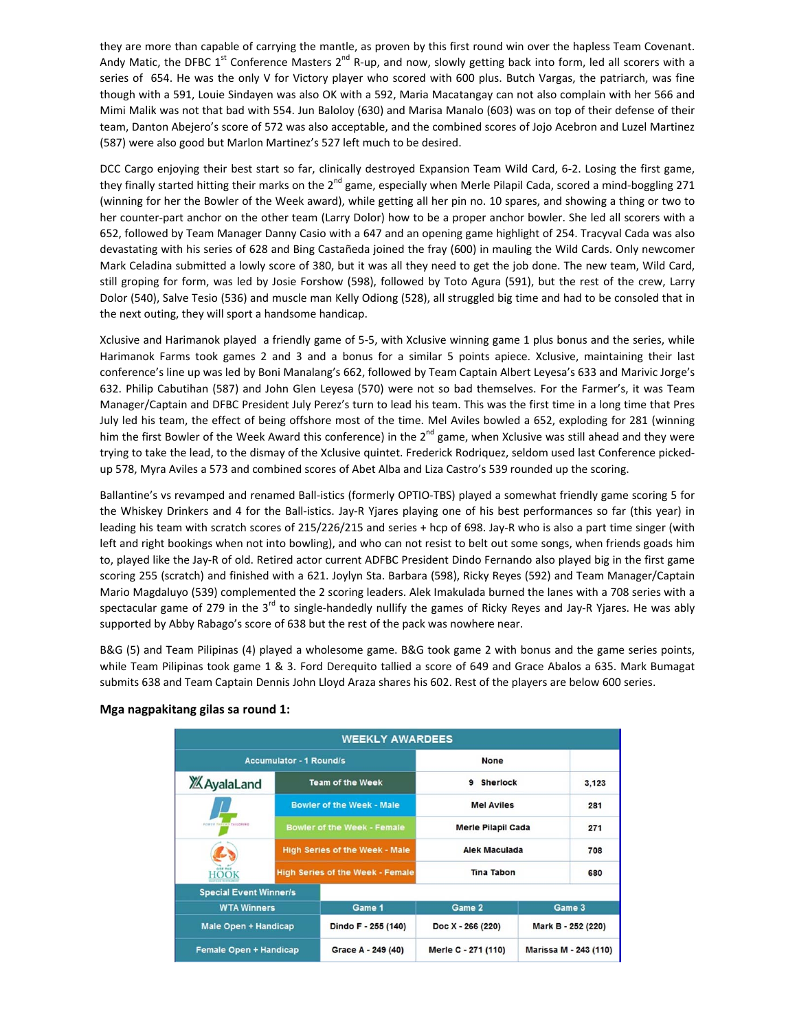they are more than capable of carrying the mantle, as proven by this first round win over the hapless Team Covenant. Andy Matic, the DFBC 1st Conference Masters 2nd R-up, and now, slowly getting back into form, led all scorers with a series of 654. He was the only V for Victory player who scored with 600 plus. Butch Vargas, the patriarch, was fine though with a 591, Louie Sindayen was also OK with a 592, Maria Macatangay can not also complain with her 566 and Mimi Malik was not that bad with 554. Jun Baloloy (630) and Marisa Manalo (603) was on top of their defense of their team, Danton Abejero's score of 572 was also acceptable, and the combined scores of Jojo Acebron and Luzel Martinez (587) were also good but Marlon Martinez's 527 left much to be desired.

DCC Cargo enjoying their best start so far, clinically destroyed Expansion Team Wild Card, 6-2. Losing the first game, they finally started hitting their marks on the 2nd game, especially when Merle Pilapil Cada, scored a mind-boggling 271 (winning for her the Bowler of the Week award), while getting all her pin no. 10 spares, and showing a thing or two to her counter-part anchor on the other team (Larry Dolor) how to be a proper anchor bowler. She led all scorers with a 652, followed by Team Manager Danny Casio with a 647 and an opening game highlight of 254. Tracyval Cada was also devastating with his series of 628 and Bing Castañeda joined the fray (600) in mauling the Wild Cards. Only newcomer Mark Celadina submitted a lowly score of 380, but it was all they need to get the job done. The new team, Wild Card, still groping for form, was led by Josie Forshow (598), followed by Toto Agura (591), but the rest of the crew, Larry Dolor (540), Salve Tesio (536) and muscle man Kelly Odiong (528), all struggled big time and had to be consoled that in the next outing, they will sport a handsome handicap.

Xclusive and Harimanok played a friendly game of 5-5, with Xclusive winning game 1 plus bonus and the series, while Harimanok Farms took games 2 and 3 and a bonus for a similar 5 points apiece. Xclusive, maintaining their last conference's line up was led by Boni Manalang's 662, followed by Team Captain Albert Leyesa's 633 and Marivic Jorge's 632. Philip Cabutihan (587) and John Glen Leyesa (570) were not so bad themselves. For the Farmer's, it was Team Manager/Captain and DFBC President July Perez's turn to lead his team. This was the first time in a long time that Pres July led his team, the effect of being offshore most of the time. Mel Aviles bowled a 652, exploding for 281 (winning him the first Bowler of the Week Award this conference) in the 2nd game, when Xclusive was still ahead and they were trying to take the lead, to the dismay of the Xclusive quintet. Frederick Rodriquez, seldom used last Conference picked-up 578, Myra Aviles a 573 and combined scores of Abet Alba and Liza Castro's 539 rounded up the scoring.

Ballantine's vs revamped and renamed Ball-istics (formerly OPTIO-TBS) played a somewhat friendly game scoring 5 for the Whiskey Drinkers and 4 for the Ball-istics. Jay-R Yjares playing one of his best performances so far (this year) in leading his team with scratch scores of 215/226/215 and series + hcp of 698. Jay-R who is also a part time singer (with left and right bookings when not into bowling), and who can not resist to belt out some songs, when friends goads him to, played like the Jay-R of old. Retired actor current ADFBC President Dindo Fernando also played big in the first game scoring 255 (scratch) and finished with a 621. Joylyn Sta. Barbara (598), Ricky Reyes (592) and Team Manager/Captain Mario Magdaluyo (539) complemented the 2 scoring leaders. Alek Imakulada burned the lanes with a 708 series with a spectacular game of 279 in the 3rd to single-handedly nullify the games of Ricky Reyes and Jay-R Yjares. He was ably supported by Abby Rabago's score of 638 but the rest of the pack was nowhere near.

B&G (5) and Team Pilipinas (4) played a wholesome game. B&G took game 2 with bonus and the game series points, while Team Pilipinas took game 1 & 3. Ford Derequito tallied a score of 649 and Grace Abalos a 635. Mark Bumagat submits 638 and Team Captain Dennis John Lloyd Araza shares his 602. Rest of the players are below 600 series.

**Mga nagpakitang gilas sa round 1:**

| WEEKLY AWARDEES | | | | |
|---|---|---|---|---|
| Accumulator - 1 Round/s | | None | | |
| AyalaLand | Team of the Week | 9 Sherlock | | 3,123 |
| | Bowler of the Week - Male | Mel Aviles | | 281 |
| | Bowler of the Week - Female | Merle Pilapil Cada | | 271 |
| Off the HOOK | High Series of the Week - Male | Alek Maculada | | 708 |
| | High Series of the Week - Female | Tina Tabon | | 680 |
| Special Event Winner/s | | | | |
| WTA Winners | | Game 1 | Game 2 | Game 3 |
| Male Open + Handicap | | Dindo F - 255 (140) | Doc X - 266 (220) | Mark B - 252 (220) |
| Female Open + Handicap | | Grace A - 249 (40) | Merle C - 271 (110) | Marissa M - 243 (110) |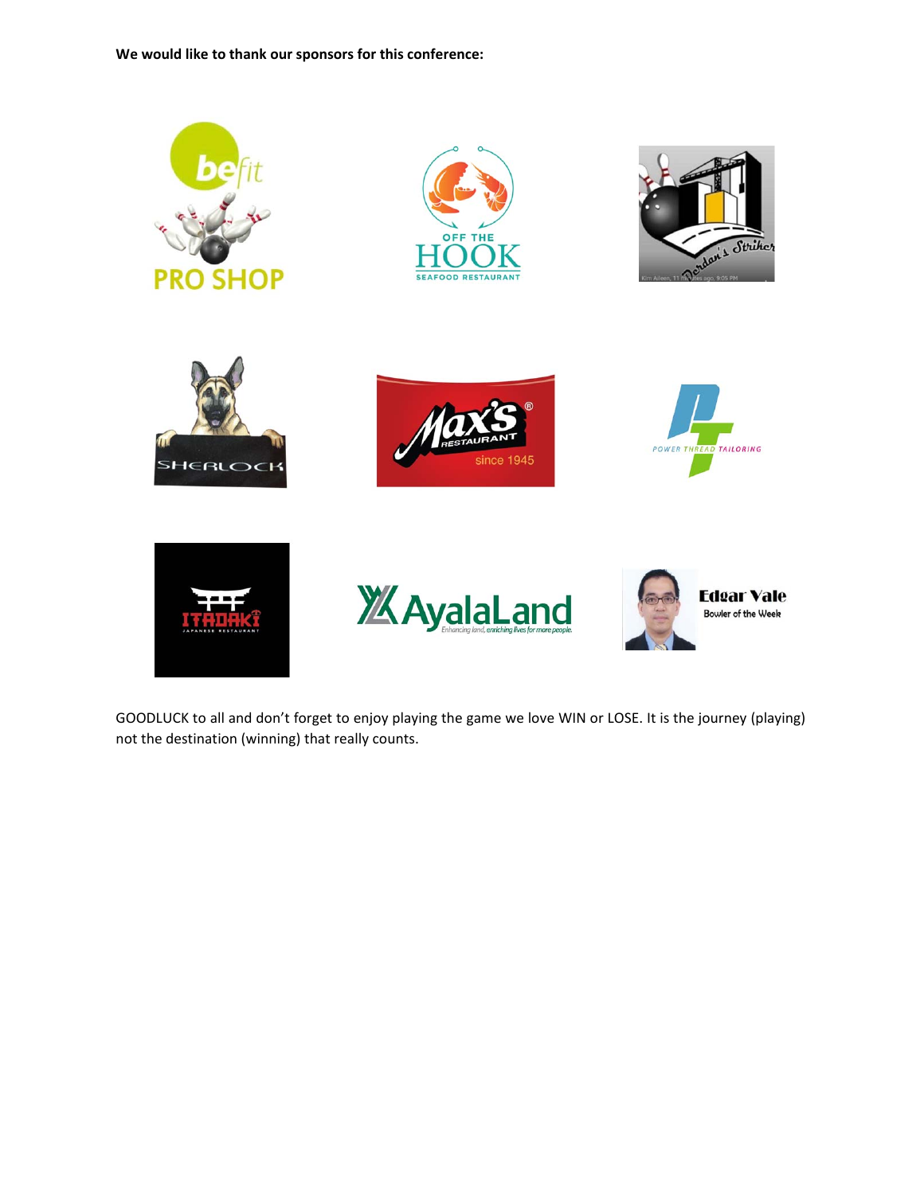**We would like to thank our sponsors for this conference:**

GOODLUCK to all and don't forget to enjoy playing the game we love WIN or LOSE. It is the journey (playing) not the destination (winning) that really counts.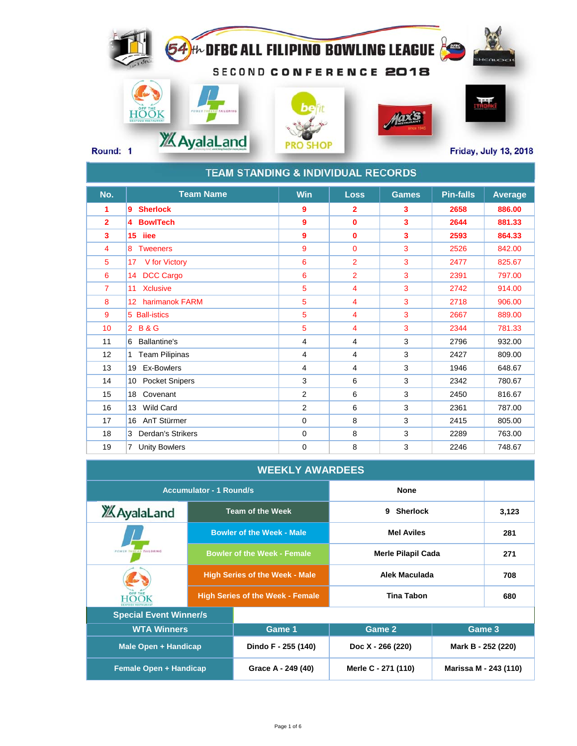# 54th DFBC ALL FILIPINO BOWLING LEAGUE

## SECOND CONFERENCE 2018

Round: 1

Friday, July 13, 2018

## TEAM STANDING & INDIVIDUAL RECORDS

| No. | Team Name | Win | Loss | Games | Pin-falls | Average |
|---|---|---|---|---|---|---|
| **1** | **9 Sherlock** | **9** | **2** | **3** | **2658** | **886.00** |
| **2** | **4 BowlTech** | **9** | **0** | **3** | **2644** | **881.33** |
| **3** | **15 iiee** | **9** | **0** | **3** | **2593** | **864.33** |
| 4 | 8 Tweeners | 9 | 0 | 3 | 2526 | 842.00 |
| 5 | 17 V for Victory | 6 | 2 | 3 | 2477 | 825.67 |
| 6 | 14 DCC Cargo | 6 | 2 | 3 | 2391 | 797.00 |
| 7 | 11 Xclusive | 5 | 4 | 3 | 2742 | 914.00 |
| 8 | 12 harimanok FARM | 5 | 4 | 3 | 2718 | 906.00 |
| 9 | 5 Ball-istics | 5 | 4 | 3 | 2667 | 889.00 |
| 10 | 2 B & G | 5 | 4 | 3 | 2344 | 781.33 |
| 11 | 6 Ballantine's | 4 | 4 | 3 | 2796 | 932.00 |
| 12 | 1 Team Pilipinas | 4 | 4 | 3 | 2427 | 809.00 |
| 13 | 19 Ex-Bowlers | 4 | 4 | 3 | 1946 | 648.67 |
| 14 | 10 Pocket Snipers | 3 | 6 | 3 | 2342 | 780.67 |
| 15 | 18 Covenant | 2 | 6 | 3 | 2450 | 816.67 |
| 16 | 13 Wild Card | 2 | 6 | 3 | 2361 | 787.00 |
| 17 | 16 AnT Stürmer | 0 | 8 | 3 | 2415 | 805.00 |
| 18 | 3 Derdan's Strikers | 0 | 8 | 3 | 2289 | 763.00 |
| 19 | 7 Unity Bowlers | 0 | 8 | 3 | 2246 | 748.67 |

## WEEKLY AWARDEES

| Award | Winner | Score |
|---|---|---|
| Accumulator - 1 Round/s | None | |
| Team of the Week | 9 Sherlock | 3,123 |
| Bowler of the Week - Male | Mel Aviles | 281 |
| Bowler of the Week - Female | Merle Pilapil Cada | 271 |
| High Series of the Week - Male | Alek Maculada | 708 |
| High Series of the Week - Female | Tina Tabon | 680 |

### Special Event Winner/s

| WTA Winners | Game 1 | Game 2 | Game 3 |
|---|---|---|---|
| Male Open + Handicap | Dindo F - 255 (140) | Doc X - 266 (220) | Mark B - 252 (220) |
| Female Open + Handicap | Grace A - 249 (40) | Merle C - 271 (110) | Marissa M - 243 (110) |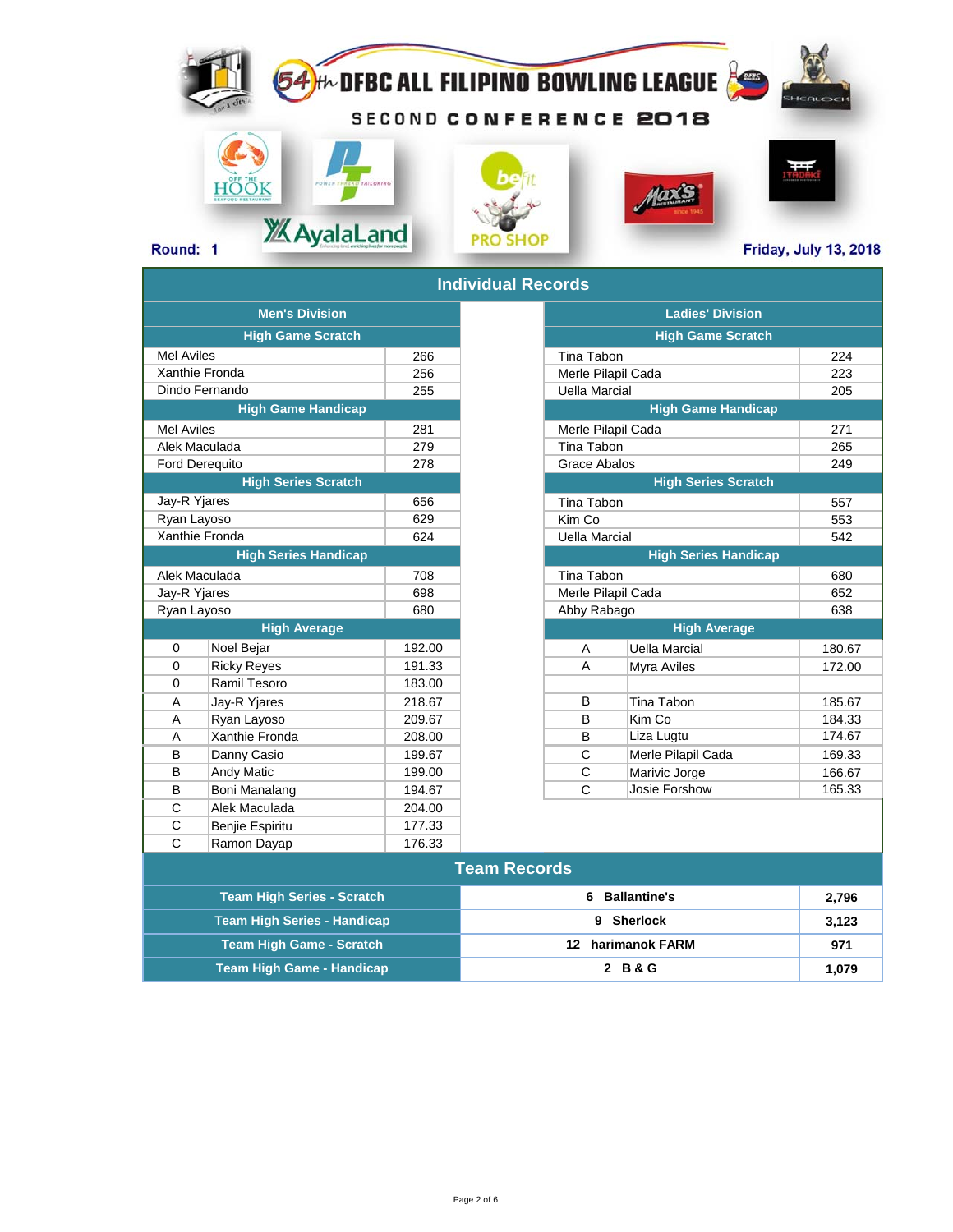# 54th DFBC ALL FILIPINO BOWLING LEAGUE

SECOND CONFERENCE 2018

Round: 1

Friday, July 13, 2018

## Individual Records

### Men's Division

**High Game Scratch**

| Name | Score |
|---|---|
| Mel Aviles | 266 |
| Xanthie Fronda | 256 |
| Dindo Fernando | 255 |

**High Game Handicap**

| Name | Score |
|---|---|
| Mel Aviles | 281 |
| Alek Maculada | 279 |
| Ford Derequito | 278 |

**High Series Scratch**

| Name | Score |
|---|---|
| Jay-R Yjares | 656 |
| Ryan Layoso | 629 |
| Xanthie Fronda | 624 |

**High Series Handicap**

| Name | Score |
|---|---|
| Alek Maculada | 708 |
| Jay-R Yjares | 698 |
| Ryan Layoso | 680 |

**High Average**

| Class | Name | Average |
|---|---|---|
| 0 | Noel Bejar | 192.00 |
| 0 | Ricky Reyes | 191.33 |
| 0 | Ramil Tesoro | 183.00 |
| A | Jay-R Yjares | 218.67 |
| A | Ryan Layoso | 209.67 |
| A | Xanthie Fronda | 208.00 |
| B | Danny Casio | 199.67 |
| B | Andy Matic | 199.00 |
| B | Boni Manalang | 194.67 |
| C | Alek Maculada | 204.00 |
| C | Benjie Espiritu | 177.33 |
| C | Ramon Dayap | 176.33 |

### Ladies' Division

**High Game Scratch**

| Name | Score |
|---|---|
| Tina Tabon | 224 |
| Merle Pilapil Cada | 223 |
| Uella Marcial | 205 |

**High Game Handicap**

| Name | Score |
|---|---|
| Merle Pilapil Cada | 271 |
| Tina Tabon | 265 |
| Grace Abalos | 249 |

**High Series Scratch**

| Name | Score |
|---|---|
| Tina Tabon | 557 |
| Kim Co | 553 |
| Uella Marcial | 542 |

**High Series Handicap**

| Name | Score |
|---|---|
| Tina Tabon | 680 |
| Merle Pilapil Cada | 652 |
| Abby Rabago | 638 |

**High Average**

| Class | Name | Average |
|---|---|---|
| A | Uella Marcial | 180.67 |
| A | Myra Aviles | 172.00 |
| | | |
| B | Tina Tabon | 185.67 |
| B | Kim Co | 184.33 |
| B | Liza Lugtu | 174.67 |
| C | Merle Pilapil Cada | 169.33 |
| C | Marivic Jorge | 166.67 |
| C | Josie Forshow | 165.33 |

## Team Records

| Category | Team | Score |
|---|---|---|
| Team High Series - Scratch | 6 Ballantine's | 2,796 |
| Team High Series - Handicap | 9 Sherlock | 3,123 |
| Team High Game - Scratch | 12 harimanok FARM | 971 |
| Team High Game - Handicap | 2 B & G | 1,079 |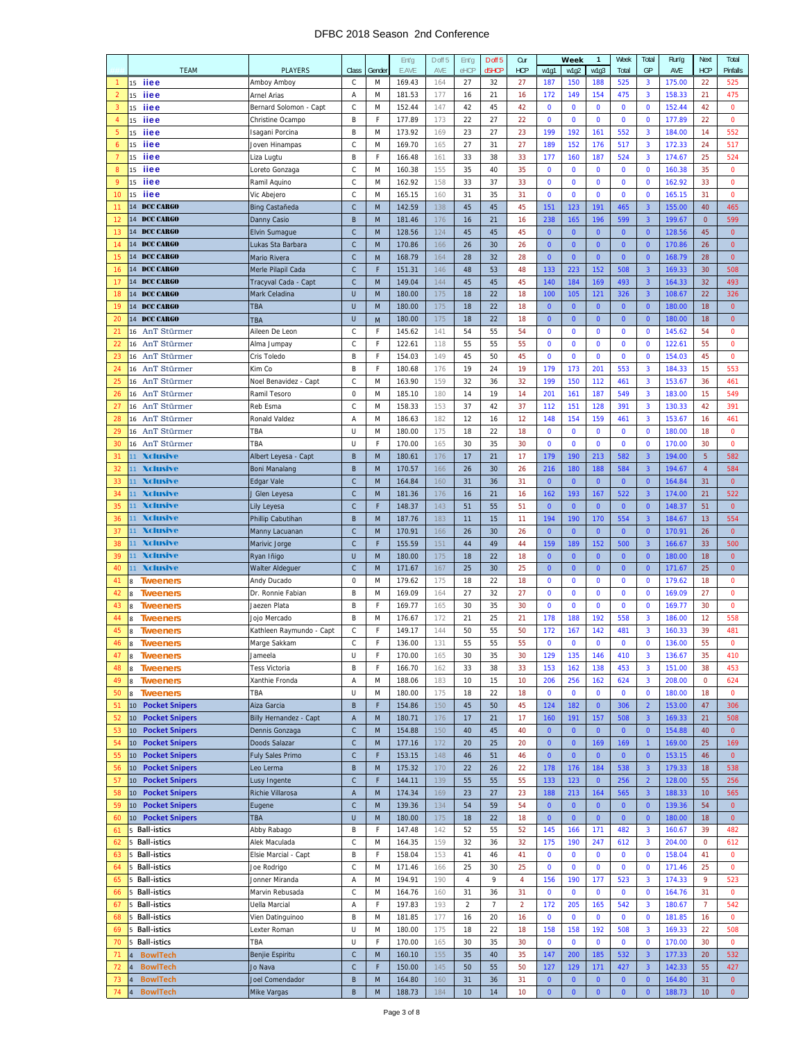# DFBC 2018 Season 2nd Conference

| | TEAM | PLAYERS | Class | Gender | Ent'g E.AVE | D.off 5 AVE | Ent'g eHCP | D.off 5 d5HCP | Cur HCP | Week w1g1 | 1 w1g2 | w1g3 | Week Total | Total GP | Run'g AVE | Next HCP | Total Pinfalls |
|---|---|---|---|---|---|---|---|---|---|---|---|---|---|---|---|---|---|
| 1 | 15 iiee | Amboy Amboy | C | M | 169.43 | 164 | 27 | 32 | 27 | 187 | 150 | 188 | 525 | 3 | 175.00 | 22 | 525 |
| 2 | 15 iiee | Arnel Arias | A | M | 181.53 | 177 | 16 | 21 | 16 | 172 | 149 | 154 | 475 | 3 | 158.33 | 21 | 475 |
| 3 | 15 iiee | Bernard Solomon - Capt | C | M | 152.44 | 147 | 42 | 45 | 42 | 0 | 0 | 0 | 0 | 0 | 152.44 | 42 | 0 |
| 4 | 15 iiee | Christine Ocampo | B | F | 177.89 | 173 | 22 | 27 | 22 | 0 | 0 | 0 | 0 | 0 | 177.89 | 22 | 0 |
| 5 | 15 iiee | Isagani Porcina | B | M | 173.92 | 169 | 23 | 27 | 23 | 199 | 192 | 161 | 552 | 3 | 184.00 | 14 | 552 |
| 6 | 15 iiee | Joven Hinampas | C | M | 169.70 | 165 | 27 | 31 | 27 | 189 | 152 | 176 | 517 | 3 | 172.33 | 24 | 517 |
| 7 | 15 iiee | Liza Lugtu | B | F | 166.48 | 161 | 33 | 38 | 33 | 177 | 160 | 187 | 524 | 3 | 174.67 | 25 | 524 |
| 8 | 15 iiee | Loreto Gonzaga | C | M | 160.38 | 155 | 35 | 40 | 35 | 0 | 0 | 0 | 0 | 0 | 160.38 | 35 | 0 |
| 9 | 15 iiee | Ramil Aquino | C | M | 162.92 | 158 | 33 | 37 | 33 | 0 | 0 | 0 | 0 | 0 | 162.92 | 33 | 0 |
| 10 | 15 iiee | Vic Abejero | C | M | 165.15 | 160 | 31 | 35 | 31 | 0 | 0 | 0 | 0 | 0 | 165.15 | 31 | 0 |
| 11 | 14 DCC CARGO | Bing Castañeda | C | M | 142.59 | 138 | 45 | 45 | 45 | 151 | 123 | 191 | 465 | 3 | 155.00 | 40 | 465 |
| 12 | 14 DCC CARGO | Danny Casio | B | M | 181.46 | 176 | 16 | 21 | 16 | 238 | 165 | 196 | 599 | 3 | 199.67 | 0 | 599 |
| 13 | 14 DCC CARGO | Elvin Sumague | C | M | 128.56 | 124 | 45 | 45 | 45 | 0 | 0 | 0 | 0 | 0 | 128.56 | 45 | 0 |
| 14 | 14 DCC CARGO | Lukas Sta Barbara | C | M | 170.86 | 166 | 26 | 30 | 26 | 0 | 0 | 0 | 0 | 0 | 170.86 | 26 | 0 |
| 15 | 14 DCC CARGO | Mario Rivera | C | M | 168.79 | 164 | 28 | 32 | 28 | 0 | 0 | 0 | 0 | 0 | 168.79 | 28 | 0 |
| 16 | 14 DCC CARGO | Merle Pilapil Cada | C | F | 151.31 | 146 | 48 | 53 | 48 | 133 | 223 | 152 | 508 | 3 | 169.33 | 30 | 508 |
| 17 | 14 DCC CARGO | Tracyval Cada - Capt | C | M | 149.04 | 144 | 45 | 45 | 45 | 140 | 184 | 169 | 493 | 3 | 164.33 | 32 | 493 |
| 18 | 14 DCC CARGO | Mark Celadina | U | M | 180.00 | 175 | 18 | 22 | 18 | 100 | 105 | 121 | 326 | 3 | 108.67 | 22 | 326 |
| 19 | 14 DCC CARGO | TBA | U | M | 180.00 | 175 | 18 | 22 | 18 | 0 | 0 | 0 | 0 | 0 | 180.00 | 18 | 0 |
| 20 | 14 DCC CARGO | TBA | U | M | 180.00 | 175 | 18 | 22 | 18 | 0 | 0 | 0 | 0 | 0 | 180.00 | 18 | 0 |
| 21 | 16 AnT Stürmer | Aileen De Leon | C | F | 145.62 | 141 | 54 | 55 | 54 | 0 | 0 | 0 | 0 | 0 | 145.62 | 54 | 0 |
| 22 | 16 AnT Stürmer | Alma Jumpay | C | F | 122.61 | 118 | 55 | 55 | 55 | 0 | 0 | 0 | 0 | 0 | 122.61 | 55 | 0 |
| 23 | 16 AnT Stürmer | Cris Toledo | B | F | 154.03 | 149 | 45 | 50 | 45 | 0 | 0 | 0 | 0 | 0 | 154.03 | 45 | 0 |
| 24 | 16 AnT Stürmer | Kim Co | B | F | 180.68 | 176 | 19 | 24 | 19 | 179 | 173 | 201 | 553 | 3 | 184.33 | 15 | 553 |
| 25 | 16 AnT Stürmer | Noel Benavidez - Capt | C | M | 163.90 | 159 | 32 | 36 | 32 | 199 | 150 | 112 | 461 | 3 | 153.67 | 36 | 461 |
| 26 | 16 AnT Stürmer | Ramil Tesoro | 0 | M | 185.10 | 180 | 14 | 19 | 14 | 201 | 161 | 187 | 549 | 3 | 183.00 | 15 | 549 |
| 27 | 16 AnT Stürmer | Reb Esma | C | M | 158.33 | 153 | 37 | 42 | 37 | 112 | 151 | 128 | 391 | 3 | 130.33 | 42 | 391 |
| 28 | 16 AnT Stürmer | Ronald Valdez | A | M | 186.63 | 182 | 12 | 16 | 12 | 148 | 154 | 159 | 461 | 3 | 153.67 | 16 | 461 |
| 29 | 16 AnT Stürmer | TBA | U | M | 180.00 | 175 | 18 | 22 | 18 | 0 | 0 | 0 | 0 | 0 | 180.00 | 18 | 0 |
| 30 | 16 AnT Stürmer | TBA | U | F | 170.00 | 165 | 30 | 35 | 30 | 0 | 0 | 0 | 0 | 0 | 170.00 | 30 | 0 |
| 31 | 11 Xclusive | Albert Leyesa - Capt | B | M | 180.61 | 176 | 17 | 21 | 17 | 179 | 190 | 213 | 582 | 3 | 194.00 | 5 | 582 |
| 32 | 11 Xclusive | Boni Manalang | B | M | 170.57 | 166 | 26 | 30 | 26 | 216 | 180 | 188 | 584 | 3 | 194.67 | 4 | 584 |
| 33 | 11 Xclusive | Edgar Vale | C | M | 164.84 | 160 | 31 | 36 | 31 | 0 | 0 | 0 | 0 | 0 | 164.84 | 31 | 0 |
| 34 | 11 Xclusive | J Glen Leyesa | C | M | 181.36 | 176 | 16 | 21 | 16 | 162 | 193 | 167 | 522 | 3 | 174.00 | 21 | 522 |
| 35 | 11 Xclusive | Lily Leyesa | C | F | 148.37 | 143 | 51 | 55 | 51 | 0 | 0 | 0 | 0 | 0 | 148.37 | 51 | 0 |
| 36 | 11 Xclusive | Phillip Cabutihan | B | M | 187.76 | 183 | 11 | 15 | 11 | 194 | 190 | 170 | 554 | 3 | 184.67 | 13 | 554 |
| 37 | 11 Xclusive | Manny Lacuanan | C | M | 170.91 | 166 | 26 | 30 | 26 | 0 | 0 | 0 | 0 | 0 | 170.91 | 26 | 0 |
| 38 | 11 Xclusive | Marivic Jorge | C | F | 155.59 | 151 | 44 | 49 | 44 | 159 | 189 | 152 | 500 | 3 | 166.67 | 33 | 500 |
| 39 | 11 Xclusive | Ryan Iñigo | U | M | 180.00 | 175 | 18 | 22 | 18 | 0 | 0 | 0 | 0 | 0 | 180.00 | 18 | 0 |
| 40 | 11 Xclusive | Walter Aldeguer | C | M | 171.67 | 167 | 25 | 30 | 25 | 0 | 0 | 0 | 0 | 0 | 171.67 | 25 | 0 |
| 41 | 8 Tweeners | Andy Ducado | 0 | M | 179.62 | 175 | 18 | 22 | 18 | 0 | 0 | 0 | 0 | 0 | 179.62 | 18 | 0 |
| 42 | 8 Tweeners | Dr. Ronnie Fabian | B | M | 169.09 | 164 | 27 | 32 | 27 | 0 | 0 | 0 | 0 | 0 | 169.09 | 27 | 0 |
| 43 | 8 Tweeners | Jaezen Plata | B | F | 169.77 | 165 | 30 | 35 | 30 | 0 | 0 | 0 | 0 | 0 | 169.77 | 30 | 0 |
| 44 | 8 Tweeners | Jojo Mercado | B | M | 176.67 | 172 | 21 | 25 | 21 | 178 | 188 | 192 | 558 | 3 | 186.00 | 12 | 558 |
| 45 | 8 Tweeners | Kathleen Raymundo - Capt | C | F | 149.17 | 144 | 50 | 55 | 50 | 172 | 167 | 142 | 481 | 3 | 160.33 | 39 | 481 |
| 46 | 8 Tweeners | Marge Sakkam | C | F | 136.00 | 131 | 55 | 55 | 55 | 0 | 0 | 0 | 0 | 0 | 136.00 | 55 | 0 |
| 47 | 8 Tweeners | Jameela | U | F | 170.00 | 165 | 30 | 35 | 30 | 129 | 135 | 146 | 410 | 3 | 136.67 | 35 | 410 |
| 48 | 8 Tweeners | Tess Victoria | B | F | 166.70 | 162 | 33 | 38 | 33 | 153 | 162 | 138 | 453 | 3 | 151.00 | 38 | 453 |
| 49 | 8 Tweeners | Xanthie Fronda | A | M | 188.06 | 183 | 10 | 15 | 10 | 206 | 256 | 162 | 624 | 3 | 208.00 | 0 | 624 |
| 50 | 8 Tweeners | TBA | U | M | 180.00 | 175 | 18 | 22 | 18 | 0 | 0 | 0 | 0 | 0 | 180.00 | 18 | 0 |
| 51 | 10 Pocket Snipers | Aiza Garcia | B | F | 154.86 | 150 | 45 | 50 | 45 | 124 | 182 | 0 | 306 | 2 | 153.00 | 47 | 306 |
| 52 | 10 Pocket Snipers | Billy Hernandez - Capt | A | M | 180.71 | 176 | 17 | 21 | 17 | 160 | 191 | 157 | 508 | 3 | 169.33 | 21 | 508 |
| 53 | 10 Pocket Snipers | Dennis Gonzaga | C | M | 154.88 | 150 | 40 | 45 | 40 | 0 | 0 | 0 | 0 | 0 | 154.88 | 40 | 0 |
| 54 | 10 Pocket Snipers | Doods Salazar | C | M | 177.16 | 172 | 20 | 25 | 20 | 0 | 0 | 169 | 169 | 1 | 169.00 | 25 | 169 |
| 55 | 10 Pocket Snipers | Fuly Sales Primo | C | F | 153.15 | 148 | 46 | 51 | 46 | 0 | 0 | 0 | 0 | 0 | 153.15 | 46 | 0 |
| 56 | 10 Pocket Snipers | Leo Lerma | B | M | 175.32 | 170 | 22 | 26 | 22 | 178 | 176 | 184 | 538 | 3 | 179.33 | 18 | 538 |
| 57 | 10 Pocket Snipers | Lusy Ingente | C | F | 144.11 | 139 | 55 | 55 | 55 | 133 | 123 | 0 | 256 | 2 | 128.00 | 55 | 256 |
| 58 | 10 Pocket Snipers | Richie Villarosa | A | M | 174.34 | 169 | 23 | 27 | 23 | 188 | 213 | 164 | 565 | 3 | 188.33 | 10 | 565 |
| 59 | 10 Pocket Snipers | Eugene | C | M | 139.36 | 134 | 54 | 59 | 54 | 0 | 0 | 0 | 0 | 0 | 139.36 | 54 | 0 |
| 60 | 10 Pocket Snipers | TBA | U | M | 180.00 | 175 | 18 | 22 | 18 | 0 | 0 | 0 | 0 | 0 | 180.00 | 18 | 0 |
| 61 | 5 Ball-istics | Abby Rabago | B | F | 147.48 | 142 | 52 | 55 | 52 | 145 | 166 | 171 | 482 | 3 | 160.67 | 39 | 482 |
| 62 | 5 Ball-istics | Alek Maculada | C | M | 164.35 | 159 | 32 | 36 | 32 | 175 | 190 | 247 | 612 | 3 | 204.00 | 0 | 612 |
| 63 | 5 Ball-istics | Elsie Marcial - Capt | B | F | 158.04 | 153 | 41 | 46 | 41 | 0 | 0 | 0 | 0 | 0 | 158.04 | 41 | 0 |
| 64 | 5 Ball-istics | Joe Rodrigo | C | M | 171.46 | 166 | 25 | 30 | 25 | 0 | 0 | 0 | 0 | 0 | 171.46 | 25 | 0 |
| 65 | 5 Ball-istics | Jonner Miranda | A | M | 194.91 | 190 | 4 | 9 | 4 | 156 | 190 | 177 | 523 | 3 | 174.33 | 9 | 523 |
| 66 | 5 Ball-istics | Marvin Rebusada | C | M | 164.76 | 160 | 31 | 36 | 31 | 0 | 0 | 0 | 0 | 0 | 164.76 | 31 | 0 |
| 67 | 5 Ball-istics | Uella Marcial | A | F | 197.83 | 193 | 2 | 7 | 2 | 172 | 205 | 165 | 542 | 3 | 180.67 | 7 | 542 |
| 68 | 5 Ball-istics | Vien Datinguinoo | B | M | 181.85 | 177 | 16 | 20 | 16 | 0 | 0 | 0 | 0 | 0 | 181.85 | 16 | 0 |
| 69 | 5 Ball-istics | Lexter Roman | U | M | 180.00 | 175 | 18 | 22 | 18 | 158 | 158 | 192 | 508 | 3 | 169.33 | 22 | 508 |
| 70 | 5 Ball-istics | TBA | U | F | 170.00 | 165 | 30 | 35 | 30 | 0 | 0 | 0 | 0 | 0 | 170.00 | 30 | 0 |
| 71 | 4 BowlTech | Benjie Espiritu | C | M | 160.10 | 155 | 35 | 40 | 35 | 147 | 200 | 185 | 532 | 3 | 177.33 | 20 | 532 |
| 72 | 4 BowlTech | Jo Nava | C | F | 150.00 | 145 | 50 | 55 | 50 | 127 | 129 | 171 | 427 | 3 | 142.33 | 55 | 427 |
| 73 | 4 BowlTech | Joel Comendador | B | M | 164.80 | 160 | 31 | 36 | 31 | 0 | 0 | 0 | 0 | 0 | 164.80 | 31 | 0 |
| 74 | 4 BowlTech | Mike Vargas | B | M | 188.73 | 184 | 10 | 14 | 10 | 0 | 0 | 0 | 0 | 0 | 188.73 | 10 | 0 |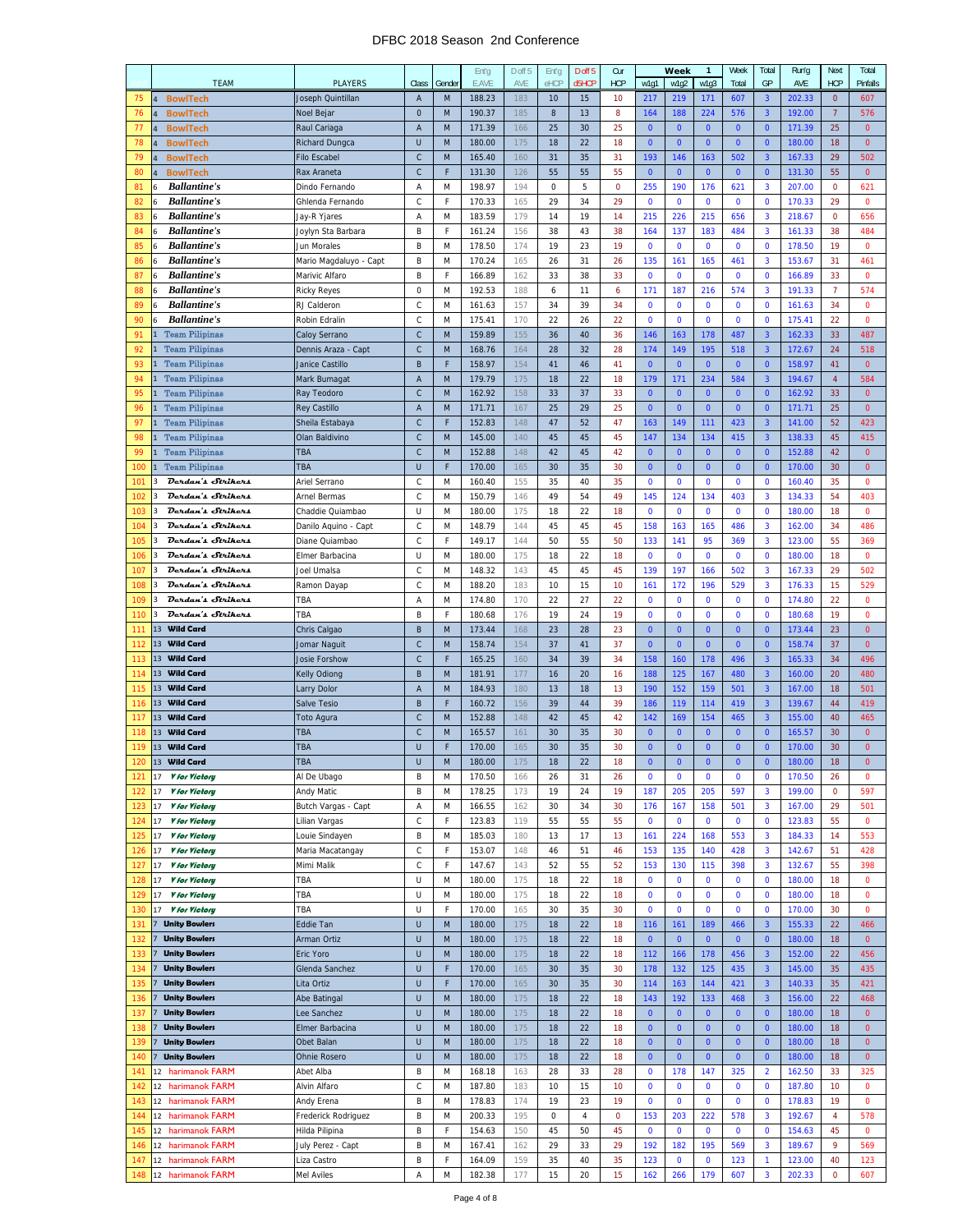# DFBC 2018 Season 2nd Conference

| | TEAM | PLAYERS | Class | Gender | Ent'g E.AVE | D off 5 AVE | Ent'g eHCP | D off 5 d5HCP | Cur HCP | Week 1 w1g1 | w1g2 | w1g3 | Week Total | Total GP | Run'g AVE | Next HCP | Total Pinfalls |
|---|---|---|---|---|---|---|---|---|---|---|---|---|---|---|---|---|---|
| 75 | 4 BowlTech | Joseph Quintillan | A | M | 188.23 | 183 | 10 | 15 | 10 | 217 | 219 | 171 | 607 | 3 | 202.33 | 0 | 607 |
| 76 | 4 BowlTech | Noel Bejar | 0 | M | 190.37 | 185 | 8 | 13 | 8 | 164 | 188 | 224 | 576 | 3 | 192.00 | 7 | 576 |
| 77 | 4 BowlTech | Raul Cariaga | A | M | 171.39 | 166 | 25 | 30 | 25 | 0 | 0 | 0 | 0 | 0 | 171.39 | 25 | 0 |
| 78 | 4 BowlTech | Richard Dungca | U | M | 180.00 | 175 | 18 | 22 | 18 | 0 | 0 | 0 | 0 | 0 | 180.00 | 18 | 0 |
| 79 | 4 BowlTech | Filo Escabel | C | M | 165.40 | 160 | 31 | 35 | 31 | 193 | 146 | 163 | 502 | 3 | 167.33 | 29 | 502 |
| 80 | 4 BowlTech | Rax Araneta | C | F | 131.30 | 126 | 55 | 55 | 55 | 0 | 0 | 0 | 0 | 0 | 131.30 | 55 | 0 |
| 81 | 6 Ballantine's | Dindo Fernando | A | M | 198.97 | 194 | 0 | 5 | 0 | 255 | 190 | 176 | 621 | 3 | 207.00 | 0 | 621 |
| 82 | 6 Ballantine's | Ghlenda Fernando | C | F | 170.33 | 165 | 29 | 34 | 29 | 0 | 0 | 0 | 0 | 0 | 170.33 | 29 | 0 |
| 83 | 6 Ballantine's | Jay-R Yjares | A | M | 183.59 | 179 | 14 | 19 | 14 | 215 | 226 | 215 | 656 | 3 | 218.67 | 0 | 656 |
| 84 | 6 Ballantine's | Joylyn Sta Barbara | B | F | 161.24 | 156 | 38 | 43 | 38 | 164 | 137 | 183 | 484 | 3 | 161.33 | 38 | 484 |
| 85 | 6 Ballantine's | Jun Morales | B | M | 178.50 | 174 | 19 | 23 | 19 | 0 | 0 | 0 | 0 | 0 | 178.50 | 19 | 0 |
| 86 | 6 Ballantine's | Mario Magdaluyo - Capt | B | M | 170.24 | 165 | 26 | 31 | 26 | 135 | 161 | 165 | 461 | 3 | 153.67 | 31 | 461 |
| 87 | 6 Ballantine's | Marivic Alfaro | B | F | 166.89 | 162 | 33 | 38 | 33 | 0 | 0 | 0 | 0 | 0 | 166.89 | 33 | 0 |
| 88 | 6 Ballantine's | Ricky Reyes | 0 | M | 192.53 | 188 | 6 | 11 | 6 | 171 | 187 | 216 | 574 | 3 | 191.33 | 7 | 574 |
| 89 | 6 Ballantine's | RJ Calderon | C | M | 161.63 | 157 | 34 | 39 | 34 | 0 | 0 | 0 | 0 | 0 | 161.63 | 34 | 0 |
| 90 | 6 Ballantine's | Robin Edralin | C | M | 175.41 | 170 | 22 | 26 | 22 | 0 | 0 | 0 | 0 | 0 | 175.41 | 22 | 0 |
| 91 | 1 Team Pilipinas | Caloy Serrano | C | M | 159.89 | 155 | 36 | 40 | 36 | 146 | 163 | 178 | 487 | 3 | 162.33 | 33 | 487 |
| 92 | 1 Team Pilipinas | Dennis Araza - Capt | C | M | 168.76 | 164 | 28 | 32 | 28 | 174 | 149 | 195 | 518 | 3 | 172.67 | 24 | 518 |
| 93 | 1 Team Pilipinas | Janice Castillo | B | F | 158.97 | 154 | 41 | 46 | 41 | 0 | 0 | 0 | 0 | 0 | 158.97 | 41 | 0 |
| 94 | 1 Team Pilipinas | Mark Bumagat | A | M | 179.79 | 175 | 18 | 22 | 18 | 179 | 171 | 234 | 584 | 3 | 194.67 | 4 | 584 |
| 95 | 1 Team Pilipinas | Ray Teodoro | C | M | 162.92 | 158 | 33 | 37 | 33 | 0 | 0 | 0 | 0 | 0 | 162.92 | 33 | 0 |
| 96 | 1 Team Pilipinas | Rey Castillo | A | M | 171.71 | 167 | 25 | 29 | 25 | 0 | 0 | 0 | 0 | 0 | 171.71 | 25 | 0 |
| 97 | 1 Team Pilipinas | Sheila Estabaya | C | F | 152.83 | 148 | 47 | 52 | 47 | 163 | 149 | 111 | 423 | 3 | 141.00 | 52 | 423 |
| 98 | 1 Team Pilipinas | Olan Baldivino | C | M | 145.00 | 140 | 45 | 45 | 45 | 147 | 134 | 134 | 415 | 3 | 138.33 | 45 | 415 |
| 99 | 1 Team Pilipinas | TBA | C | M | 152.88 | 148 | 42 | 45 | 42 | 0 | 0 | 0 | 0 | 0 | 152.88 | 42 | 0 |
| 100 | 1 Team Pilipinas | TBA | U | F | 170.00 | 165 | 30 | 35 | 30 | 0 | 0 | 0 | 0 | 0 | 170.00 | 30 | 0 |
| 101 | 3 Dardan's Strikers | Ariel Serrano | C | M | 160.40 | 155 | 35 | 40 | 35 | 0 | 0 | 0 | 0 | 0 | 160.40 | 35 | 0 |
| 102 | 3 Dardan's Strikers | Arnel Bermas | C | M | 150.79 | 146 | 49 | 54 | 49 | 145 | 124 | 134 | 403 | 3 | 134.33 | 54 | 403 |
| 103 | 3 Dardan's Strikers | Chaddie Quiambao | U | M | 180.00 | 175 | 18 | 22 | 18 | 0 | 0 | 0 | 0 | 0 | 180.00 | 18 | 0 |
| 104 | 3 Dardan's Strikers | Danilo Aquino - Capt | C | M | 148.79 | 144 | 45 | 45 | 45 | 158 | 163 | 165 | 486 | 3 | 162.00 | 34 | 486 |
| 105 | 3 Dardan's Strikers | Diane Quiambao | C | F | 149.17 | 144 | 50 | 55 | 50 | 133 | 141 | 95 | 369 | 3 | 123.00 | 55 | 369 |
| 106 | 3 Dardan's Strikers | Elmer Barbacina | U | M | 180.00 | 175 | 18 | 22 | 18 | 0 | 0 | 0 | 0 | 0 | 180.00 | 18 | 0 |
| 107 | 3 Dardan's Strikers | Joel Umalsa | C | M | 148.32 | 143 | 45 | 45 | 45 | 139 | 197 | 166 | 502 | 3 | 167.33 | 29 | 502 |
| 108 | 3 Dardan's Strikers | Ramon Dayap | C | M | 188.20 | 183 | 10 | 15 | 10 | 161 | 172 | 196 | 529 | 3 | 176.33 | 15 | 529 |
| 109 | 3 Dardan's Strikers | TBA | A | M | 174.80 | 170 | 22 | 27 | 22 | 0 | 0 | 0 | 0 | 0 | 174.80 | 22 | 0 |
| 110 | 3 Dardan's Strikers | TBA | B | F | 180.68 | 176 | 19 | 24 | 19 | 0 | 0 | 0 | 0 | 0 | 180.68 | 19 | 0 |
| 111 | 13 Wild Card | Chris Calgao | B | M | 173.44 | 168 | 23 | 28 | 23 | 0 | 0 | 0 | 0 | 0 | 173.44 | 23 | 0 |
| 112 | 13 Wild Card | Jomar Naguit | C | M | 158.74 | 154 | 37 | 41 | 37 | 0 | 0 | 0 | 0 | 0 | 158.74 | 37 | 0 |
| 113 | 13 Wild Card | Josie Forshow | C | F | 165.25 | 160 | 34 | 39 | 34 | 158 | 160 | 178 | 496 | 3 | 165.33 | 34 | 496 |
| 114 | 13 Wild Card | Kelly Odiong | B | M | 181.91 | 177 | 16 | 20 | 16 | 188 | 125 | 167 | 480 | 3 | 160.00 | 20 | 480 |
| 115 | 13 Wild Card | Larry Dolor | A | M | 184.93 | 180 | 13 | 18 | 13 | 190 | 152 | 159 | 501 | 3 | 167.00 | 18 | 501 |
| 116 | 13 Wild Card | Salve Tesio | B | F | 160.72 | 156 | 39 | 44 | 39 | 186 | 119 | 114 | 419 | 3 | 139.67 | 44 | 419 |
| 117 | 13 Wild Card | Toto Agura | C | M | 152.88 | 148 | 42 | 45 | 42 | 142 | 169 | 154 | 465 | 3 | 155.00 | 40 | 465 |
| 118 | 13 Wild Card | TBA | C | M | 165.57 | 161 | 30 | 35 | 30 | 0 | 0 | 0 | 0 | 0 | 165.57 | 30 | 0 |
| 119 | 13 Wild Card | TBA | U | F | 170.00 | 165 | 30 | 35 | 30 | 0 | 0 | 0 | 0 | 0 | 170.00 | 30 | 0 |
| 120 | 13 Wild Card | TBA | U | M | 180.00 | 175 | 18 | 22 | 18 | 0 | 0 | 0 | 0 | 0 | 180.00 | 18 | 0 |
| 121 | 17 V for Victory | Al De Ubago | B | M | 170.50 | 166 | 26 | 31 | 26 | 0 | 0 | 0 | 0 | 0 | 170.50 | 26 | 0 |
| 122 | 17 V for Victory | Andy Matic | B | M | 178.25 | 173 | 19 | 24 | 19 | 187 | 205 | 205 | 597 | 3 | 199.00 | 0 | 597 |
| 123 | 17 V for Victory | Butch Vargas - Capt | A | M | 166.55 | 162 | 30 | 34 | 30 | 176 | 167 | 158 | 501 | 3 | 167.00 | 29 | 501 |
| 124 | 17 V for Victory | Lilian Vargas | C | F | 123.83 | 119 | 55 | 55 | 55 | 0 | 0 | 0 | 0 | 0 | 123.83 | 55 | 0 |
| 125 | 17 V for Victory | Louie Sindayen | B | M | 185.03 | 180 | 13 | 17 | 13 | 161 | 224 | 168 | 553 | 3 | 184.33 | 14 | 553 |
| 126 | 17 V for Victory | Maria Macatangay | C | F | 153.07 | 148 | 46 | 51 | 46 | 153 | 135 | 140 | 428 | 3 | 142.67 | 51 | 428 |
| 127 | 17 V for Victory | Mimi Malik | C | F | 147.67 | 143 | 52 | 55 | 52 | 153 | 130 | 115 | 398 | 3 | 132.67 | 55 | 398 |
| 128 | 17 V for Victory | TBA | U | M | 180.00 | 175 | 18 | 22 | 18 | 0 | 0 | 0 | 0 | 0 | 180.00 | 18 | 0 |
| 129 | 17 V for Victory | TBA | U | M | 180.00 | 175 | 18 | 22 | 18 | 0 | 0 | 0 | 0 | 0 | 180.00 | 18 | 0 |
| 130 | 17 V for Victory | TBA | U | F | 170.00 | 165 | 30 | 35 | 30 | 0 | 0 | 0 | 0 | 0 | 170.00 | 30 | 0 |
| 131 | 7 Unity Bowlers | Eddie Tan | U | M | 180.00 | 175 | 18 | 22 | 18 | 116 | 161 | 189 | 466 | 3 | 155.33 | 22 | 466 |
| 132 | 7 Unity Bowlers | Arman Ortiz | U | M | 180.00 | 175 | 18 | 22 | 18 | 0 | 0 | 0 | 0 | 0 | 180.00 | 18 | 0 |
| 133 | 7 Unity Bowlers | Eric Yoro | U | M | 180.00 | 175 | 18 | 22 | 18 | 112 | 166 | 178 | 456 | 3 | 152.00 | 22 | 456 |
| 134 | 7 Unity Bowlers | Glenda Sanchez | U | F | 170.00 | 165 | 30 | 35 | 30 | 178 | 132 | 125 | 435 | 3 | 145.00 | 35 | 435 |
| 135 | 7 Unity Bowlers | Lita Ortiz | U | F | 170.00 | 165 | 30 | 35 | 30 | 114 | 163 | 144 | 421 | 3 | 140.33 | 35 | 421 |
| 136 | 7 Unity Bowlers | Abe Batingal | U | M | 180.00 | 175 | 18 | 22 | 18 | 143 | 192 | 133 | 468 | 3 | 156.00 | 22 | 468 |
| 137 | 7 Unity Bowlers | Lee Sanchez | U | M | 180.00 | 175 | 18 | 22 | 18 | 0 | 0 | 0 | 0 | 0 | 180.00 | 18 | 0 |
| 138 | 7 Unity Bowlers | Elmer Barbacina | U | M | 180.00 | 175 | 18 | 22 | 18 | 0 | 0 | 0 | 0 | 0 | 180.00 | 18 | 0 |
| 139 | 7 Unity Bowlers | Obet Balan | U | M | 180.00 | 175 | 18 | 22 | 18 | 0 | 0 | 0 | 0 | 0 | 180.00 | 18 | 0 |
| 140 | 7 Unity Bowlers | Ohnie Rosero | U | M | 180.00 | 175 | 18 | 22 | 18 | 0 | 0 | 0 | 0 | 0 | 180.00 | 18 | 0 |
| 141 | 12 harimanok FARM | Abet Alba | B | M | 168.18 | 163 | 28 | 33 | 28 | 0 | 178 | 147 | 325 | 2 | 162.50 | 33 | 325 |
| 142 | 12 harimanok FARM | Alvin Alfaro | C | M | 187.80 | 183 | 10 | 15 | 10 | 0 | 0 | 0 | 0 | 0 | 187.80 | 10 | 0 |
| 143 | 12 harimanok FARM | Andy Erena | B | M | 178.83 | 174 | 19 | 23 | 19 | 0 | 0 | 0 | 0 | 0 | 178.83 | 19 | 0 |
| 144 | 12 harimanok FARM | Frederick Rodriguez | B | M | 200.33 | 195 | 0 | 4 | 0 | 153 | 203 | 222 | 578 | 3 | 192.67 | 4 | 578 |
| 145 | 12 harimanok FARM | Hilda Pilipina | B | F | 154.63 | 150 | 45 | 50 | 45 | 0 | 0 | 0 | 0 | 0 | 154.63 | 45 | 0 |
| 146 | 12 harimanok FARM | July Perez - Capt | B | M | 167.41 | 162 | 29 | 33 | 29 | 192 | 182 | 195 | 569 | 3 | 189.67 | 9 | 569 |
| 147 | 12 harimanok FARM | Liza Castro | B | F | 164.09 | 159 | 35 | 40 | 35 | 123 | 0 | 0 | 123 | 1 | 123.00 | 40 | 123 |
| 148 | 12 harimanok FARM | Mel Aviles | A | M | 182.38 | 177 | 15 | 20 | 15 | 162 | 266 | 179 | 607 | 3 | 202.33 | 0 | 607 |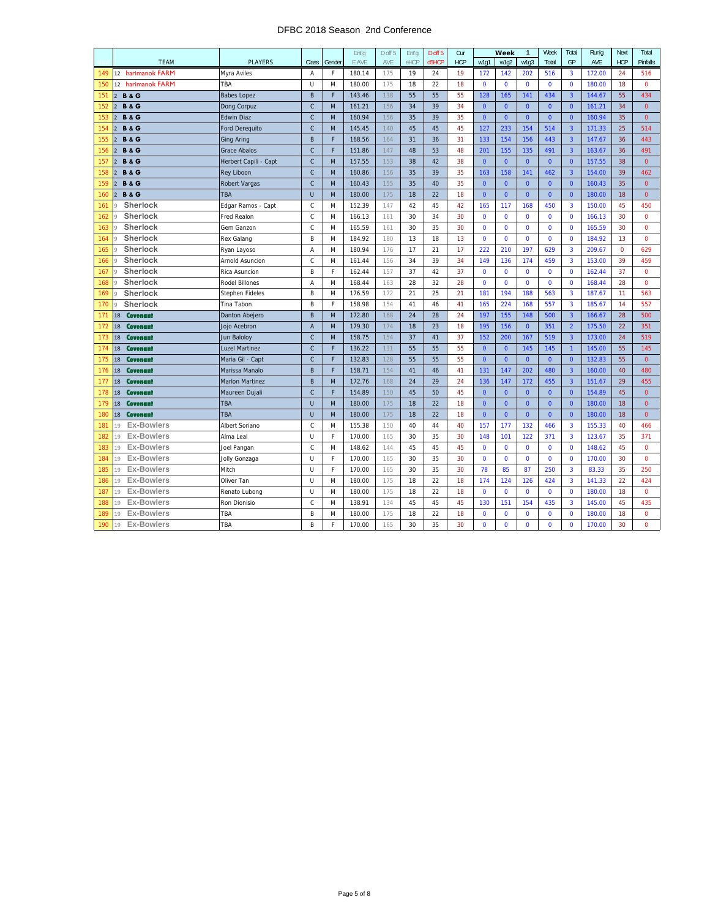# DFBC 2018 Season 2nd Conference

| | TEAM | PLAYERS | Class | Gender | Ent'g E.AVE | D off 5 AVE | Ent'g eHCP | D off 5 d5HCP | Cur HCP | Week 1 w1g1 | w1g2 | w1g3 | Week Total | Total GP | Run'g AVE | Next HCP | Total Pinfalls |
|---|---|---|---|---|---|---|---|---|---|---|---|---|---|---|---|---|---|
| 149 | 12 harimanok FARM | Myra Aviles | A | F | 180.14 | 175 | 19 | 24 | 19 | 172 | 142 | 202 | 516 | 3 | 172.00 | 24 | 516 |
| 150 | 12 harimanok FARM | TBA | U | M | 180.00 | 175 | 18 | 22 | 18 | 0 | 0 | 0 | 0 | 0 | 180.00 | 18 | 0 |
| 151 | 2 B & G | Babes Lopez | B | F | 143.46 | 138 | 55 | 55 | 55 | 128 | 165 | 141 | 434 | 3 | 144.67 | 55 | 434 |
| 152 | 2 B & G | Dong Corpuz | C | M | 161.21 | 156 | 34 | 39 | 34 | 0 | 0 | 0 | 0 | 0 | 161.21 | 34 | 0 |
| 153 | 2 B & G | Edwin Diaz | C | M | 160.94 | 156 | 35 | 39 | 35 | 0 | 0 | 0 | 0 | 0 | 160.94 | 35 | 0 |
| 154 | 2 B & G | Ford Derequito | C | M | 145.45 | 140 | 45 | 45 | 45 | 127 | 233 | 154 | 514 | 3 | 171.33 | 25 | 514 |
| 155 | 2 B & G | Ging Aring | B | F | 168.56 | 164 | 31 | 36 | 31 | 133 | 154 | 156 | 443 | 3 | 147.67 | 36 | 443 |
| 156 | 2 B & G | Grace Abalos | C | F | 151.86 | 147 | 48 | 53 | 48 | 201 | 155 | 135 | 491 | 3 | 163.67 | 36 | 491 |
| 157 | 2 B & G | Herbert Capili - Capt | C | M | 157.55 | 153 | 38 | 42 | 38 | 0 | 0 | 0 | 0 | 0 | 157.55 | 38 | 0 |
| 158 | 2 B & G | Rey Liboon | C | M | 160.86 | 156 | 35 | 39 | 35 | 163 | 158 | 141 | 462 | 3 | 154.00 | 39 | 462 |
| 159 | 2 B & G | Robert Vargas | C | M | 160.43 | 155 | 35 | 40 | 35 | 0 | 0 | 0 | 0 | 0 | 160.43 | 35 | 0 |
| 160 | 2 B & G | TBA | U | M | 180.00 | 175 | 18 | 22 | 18 | 0 | 0 | 0 | 0 | 0 | 180.00 | 18 | 0 |
| 161 | 9 Sherlock | Edgar Ramos - Capt | C | M | 152.39 | 147 | 42 | 45 | 42 | 165 | 117 | 168 | 450 | 3 | 150.00 | 45 | 450 |
| 162 | 9 Sherlock | Fred Realon | C | M | 166.13 | 161 | 30 | 34 | 30 | 0 | 0 | 0 | 0 | 0 | 166.13 | 30 | 0 |
| 163 | 9 Sherlock | Gem Ganzon | C | M | 165.59 | 161 | 30 | 35 | 30 | 0 | 0 | 0 | 0 | 0 | 165.59 | 30 | 0 |
| 164 | 9 Sherlock | Rex Galang | B | M | 184.92 | 180 | 13 | 18 | 13 | 0 | 0 | 0 | 0 | 0 | 184.92 | 13 | 0 |
| 165 | 9 Sherlock | Ryan Layoso | A | M | 180.94 | 176 | 17 | 21 | 17 | 222 | 210 | 197 | 629 | 3 | 209.67 | 0 | 629 |
| 166 | 9 Sherlock | Arnold Asuncion | C | M | 161.44 | 156 | 34 | 39 | 34 | 149 | 136 | 174 | 459 | 3 | 153.00 | 39 | 459 |
| 167 | 9 Sherlock | Rica Asuncion | B | F | 162.44 | 157 | 37 | 42 | 37 | 0 | 0 | 0 | 0 | 0 | 162.44 | 37 | 0 |
| 168 | 9 Sherlock | Rodel Billones | A | M | 168.44 | 163 | 28 | 32 | 28 | 0 | 0 | 0 | 0 | 0 | 168.44 | 28 | 0 |
| 169 | 9 Sherlock | Stephen Fideles | B | M | 176.59 | 172 | 21 | 25 | 21 | 181 | 194 | 188 | 563 | 3 | 187.67 | 11 | 563 |
| 170 | 9 Sherlock | Tina Tabon | B | F | 158.98 | 154 | 41 | 46 | 41 | 165 | 224 | 168 | 557 | 3 | 185.67 | 14 | 557 |
| 171 | 18 Covenant | Danton Abejero | B | M | 172.80 | 168 | 24 | 28 | 24 | 197 | 155 | 148 | 500 | 3 | 166.67 | 28 | 500 |
| 172 | 18 Covenant | Jojo Acebron | A | M | 179.30 | 174 | 18 | 23 | 18 | 195 | 156 | 0 | 351 | 2 | 175.50 | 22 | 351 |
| 173 | 18 Covenant | Jun Baloloy | C | M | 158.75 | 154 | 37 | 41 | 37 | 152 | 200 | 167 | 519 | 3 | 173.00 | 24 | 519 |
| 174 | 18 Covenant | Luzel Martinez | C | F | 136.22 | 131 | 55 | 55 | 55 | 0 | 0 | 145 | 145 | 1 | 145.00 | 55 | 145 |
| 175 | 18 Covenant | Maria Gil - Capt | C | F | 132.83 | 128 | 55 | 55 | 55 | 0 | 0 | 0 | 0 | 0 | 132.83 | 55 | 0 |
| 176 | 18 Covenant | Marissa Manalo | B | F | 158.71 | 154 | 41 | 46 | 41 | 131 | 147 | 202 | 480 | 3 | 160.00 | 40 | 480 |
| 177 | 18 Covenant | Marlon Martinez | B | M | 172.76 | 168 | 24 | 29 | 24 | 136 | 147 | 172 | 455 | 3 | 151.67 | 29 | 455 |
| 178 | 18 Covenant | Maureen Dujali | C | F | 154.89 | 150 | 45 | 50 | 45 | 0 | 0 | 0 | 0 | 0 | 154.89 | 45 | 0 |
| 179 | 18 Covenant | TBA | U | M | 180.00 | 175 | 18 | 22 | 18 | 0 | 0 | 0 | 0 | 0 | 180.00 | 18 | 0 |
| 180 | 18 Covenant | TBA | U | M | 180.00 | 175 | 18 | 22 | 18 | 0 | 0 | 0 | 0 | 0 | 180.00 | 18 | 0 |
| 181 | 19 Ex-Bowlers | Albert Soriano | C | M | 155.38 | 150 | 40 | 44 | 40 | 157 | 177 | 132 | 466 | 3 | 155.33 | 40 | 466 |
| 182 | 19 Ex-Bowlers | Alma Leal | U | F | 170.00 | 165 | 30 | 35 | 30 | 148 | 101 | 122 | 371 | 3 | 123.67 | 35 | 371 |
| 183 | 19 Ex-Bowlers | Joel Pangan | C | M | 148.62 | 144 | 45 | 45 | 45 | 0 | 0 | 0 | 0 | 0 | 148.62 | 45 | 0 |
| 184 | 19 Ex-Bowlers | Jolly Gonzaga | U | F | 170.00 | 165 | 30 | 35 | 30 | 0 | 0 | 0 | 0 | 0 | 170.00 | 30 | 0 |
| 185 | 19 Ex-Bowlers | Mitch | U | F | 170.00 | 165 | 30 | 35 | 30 | 78 | 85 | 87 | 250 | 3 | 83.33 | 35 | 250 |
| 186 | 19 Ex-Bowlers | Oliver Tan | U | M | 180.00 | 175 | 18 | 22 | 18 | 174 | 124 | 126 | 424 | 3 | 141.33 | 22 | 424 |
| 187 | 19 Ex-Bowlers | Renato Lubong | U | M | 180.00 | 175 | 18 | 22 | 18 | 0 | 0 | 0 | 0 | 0 | 180.00 | 18 | 0 |
| 188 | 19 Ex-Bowlers | Ron Dionisio | C | M | 138.91 | 134 | 45 | 45 | 45 | 130 | 151 | 154 | 435 | 3 | 145.00 | 45 | 435 |
| 189 | 19 Ex-Bowlers | TBA | B | M | 180.00 | 175 | 18 | 22 | 18 | 0 | 0 | 0 | 0 | 0 | 180.00 | 18 | 0 |
| 190 | 19 Ex-Bowlers | TBA | B | F | 170.00 | 165 | 30 | 35 | 30 | 0 | 0 | 0 | 0 | 0 | 170.00 | 30 | 0 |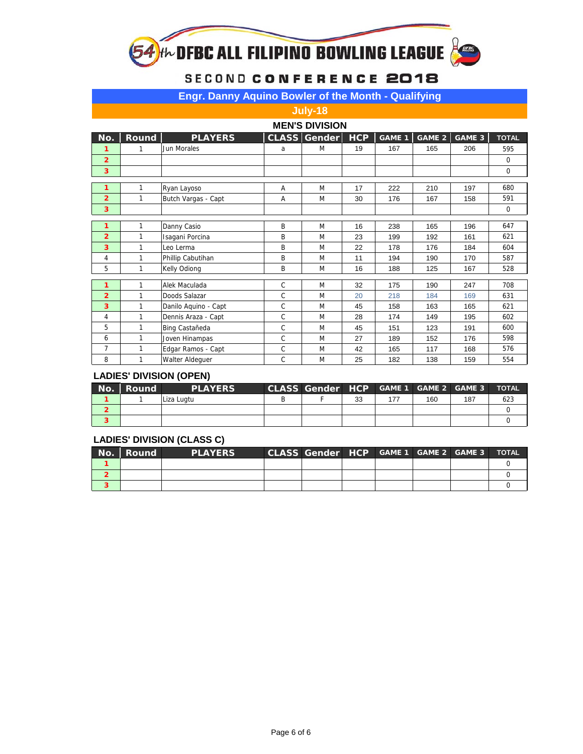# 54th DFBC ALL FILIPINO BOWLING LEAGUE

## SECOND CONFERENCE 2018

### Engr. Danny Aquino Bowler of the Month - Qualifying

### July-18

### MEN'S DIVISION

| No. | Round | PLAYERS | CLASS | Gender | HCP | GAME 1 | GAME 2 | GAME 3 | TOTAL |
|---|---|---|---|---|---|---|---|---|---|
| 1 | 1 | Jun Morales | a | M | 19 | 167 | 165 | 206 | 595 |
| 2 | | | | | | | | | 0 |
| 3 | | | | | | | | | 0 |
| | | | | | | | | | |
| 1 | 1 | Ryan Layoso | A | M | 17 | 222 | 210 | 197 | 680 |
| 2 | 1 | Butch Vargas - Capt | A | M | 30 | 176 | 167 | 158 | 591 |
| 3 | | | | | | | | | 0 |
| | | | | | | | | | |
| 1 | 1 | Danny Casio | B | M | 16 | 238 | 165 | 196 | 647 |
| 2 | 1 | Isagani Porcina | B | M | 23 | 199 | 192 | 161 | 621 |
| 3 | 1 | Leo Lerma | B | M | 22 | 178 | 176 | 184 | 604 |
| 4 | 1 | Phillip Cabutihan | B | M | 11 | 194 | 190 | 170 | 587 |
| 5 | 1 | Kelly Odiong | B | M | 16 | 188 | 125 | 167 | 528 |
| | | | | | | | | | |
| 1 | 1 | Alek Maculada | C | M | 32 | 175 | 190 | 247 | 708 |
| 2 | 1 | Doods Salazar | C | M | 20 | 218 | 184 | 169 | 631 |
| 3 | 1 | Danilo Aquino - Capt | C | M | 45 | 158 | 163 | 165 | 621 |
| 4 | 1 | Dennis Araza - Capt | C | M | 28 | 174 | 149 | 195 | 602 |
| 5 | 1 | Bing Castañeda | C | M | 45 | 151 | 123 | 191 | 600 |
| 6 | 1 | Joven Hinampas | C | M | 27 | 189 | 152 | 176 | 598 |
| 7 | 1 | Edgar Ramos - Capt | C | M | 42 | 165 | 117 | 168 | 576 |
| 8 | 1 | Walter Aldeguer | C | M | 25 | 182 | 138 | 159 | 554 |

### LADIES' DIVISION (OPEN)

| No. | Round | PLAYERS | CLASS | Gender | HCP | GAME 1 | GAME 2 | GAME 3 | TOTAL |
|---|---|---|---|---|---|---|---|---|---|
| 1 | 1 | Liza Lugtu | B | F | 33 | 177 | 160 | 187 | 623 |
| 2 | | | | | | | | | 0 |
| 3 | | | | | | | | | 0 |

### LADIES' DIVISION (CLASS C)

| No. | Round | PLAYERS | CLASS | Gender | HCP | GAME 1 | GAME 2 | GAME 3 | TOTAL |
|---|---|---|---|---|---|---|---|---|---|
| 1 | | | | | | | | | 0 |
| 2 | | | | | | | | | 0 |
| 3 | | | | | | | | | 0 |